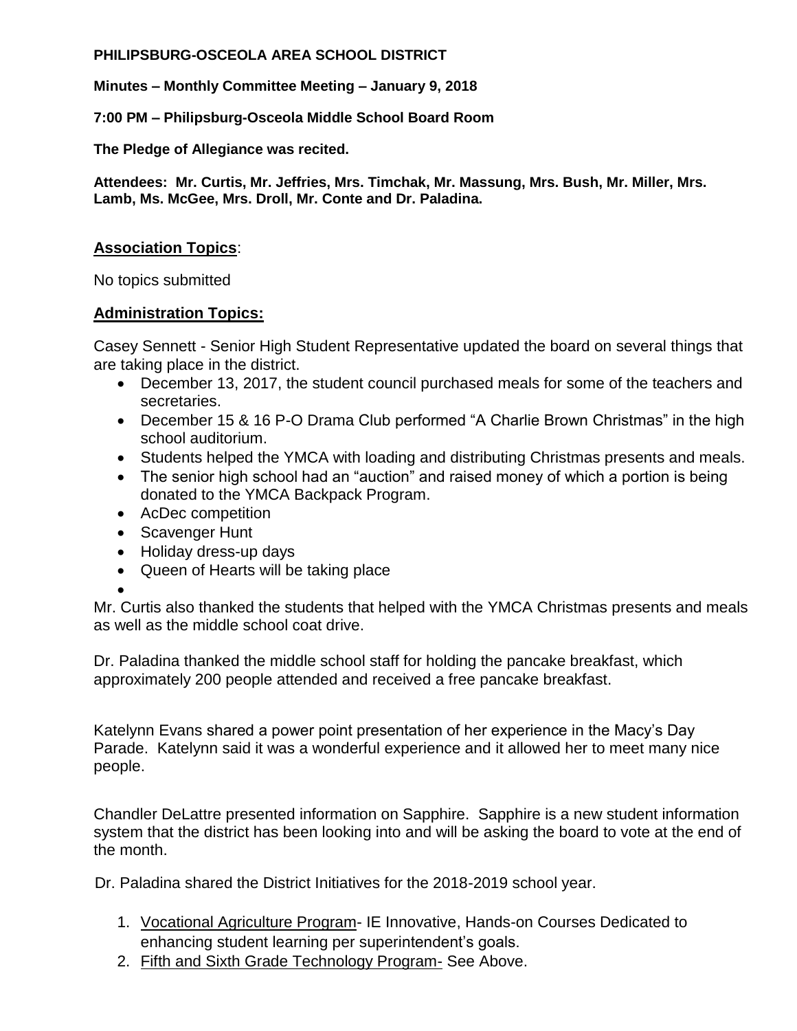**PHILIPSBURG-OSCEOLA AREA SCHOOL DISTRICT**

**Minutes – Monthly Committee Meeting – January 9, 2018**

**7:00 PM – Philipsburg-Osceola Middle School Board Room**

**The Pledge of Allegiance was recited.**

**Attendees: Mr. Curtis, Mr. Jeffries, Mrs. Timchak, Mr. Massung, Mrs. Bush, Mr. Miller, Mrs. Lamb, Ms. McGee, Mrs. Droll, Mr. Conte and Dr. Paladina.**

## Association Topics:

No topics submitted

## Administration Topics:

Casey Sennett - Senior High Student Representative updated the board on several things that are taking place in the district.

- December 13, 2017, the student council purchased meals for some of the teachers and secretaries.
- December 15 & 16 P-O Drama Club performed "A Charlie Brown Christmas" in the high school auditorium.
- Students helped the YMCA with loading and distributing Christmas presents and meals.
- The senior high school had an "auction" and raised money of which a portion is being donated to the YMCA Backpack Program.
- AcDec competition
- Scavenger Hunt
- Holiday dress-up days
- Queen of Hearts will be taking place

Mr. Curtis also thanked the students that helped with the YMCA Christmas presents and meals as well as the middle school coat drive.

Dr. Paladina thanked the middle school staff for holding the pancake breakfast, which approximately 200 people attended and received a free pancake breakfast.

Katelynn Evans shared a power point presentation of her experience in the Macy's Day Parade. Katelynn said it was a wonderful experience and it allowed her to meet many nice people.

Chandler DeLattre presented information on Sapphire. Sapphire is a new student information system that the district has been looking into and will be asking the board to vote at the end of the month.

Dr. Paladina shared the District Initiatives for the 2018-2019 school year.

1. Vocational Agriculture Program- IE Innovative, Hands-on Courses Dedicated to enhancing student learning per superintendent's goals.
2. Fifth and Sixth Grade Technology Program- See Above.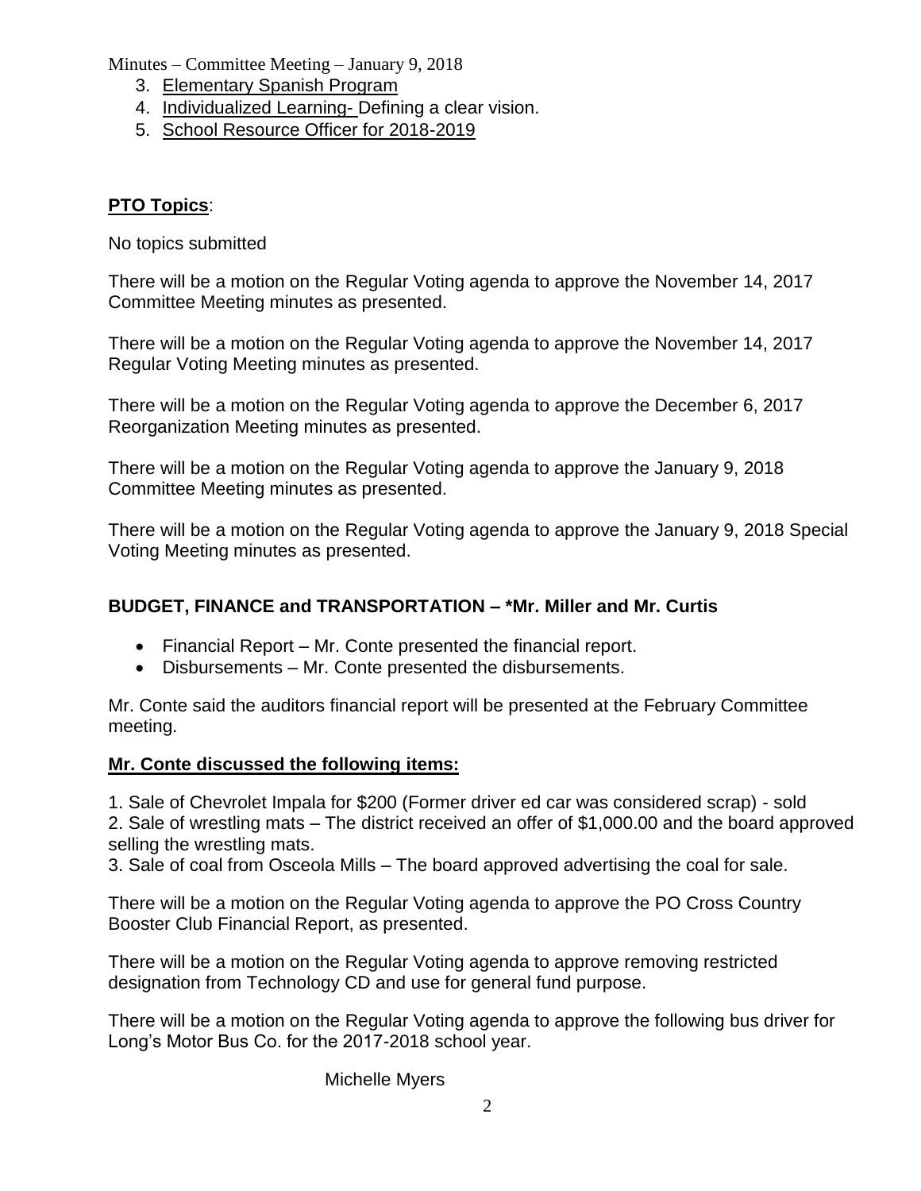3. Elementary Spanish Program
4. Individualized Learning- Defining a clear vision.
5. School Resource Officer for 2018-2019

**PTO Topics**:

No topics submitted

There will be a motion on the Regular Voting agenda to approve the November 14, 2017 Committee Meeting minutes as presented.

There will be a motion on the Regular Voting agenda to approve the November 14, 2017 Regular Voting Meeting minutes as presented.

There will be a motion on the Regular Voting agenda to approve the December 6, 2017 Reorganization Meeting minutes as presented.

There will be a motion on the Regular Voting agenda to approve the January 9, 2018 Committee Meeting minutes as presented.

There will be a motion on the Regular Voting agenda to approve the January 9, 2018 Special Voting Meeting minutes as presented.

**BUDGET, FINANCE and TRANSPORTATION – *Mr. Miller and Mr. Curtis**

- Financial Report – Mr. Conte presented the financial report.
- Disbursements – Mr. Conte presented the disbursements.

Mr. Conte said the auditors financial report will be presented at the February Committee meeting.

**Mr. Conte discussed the following items:**

1. Sale of Chevrolet Impala for $200 (Former driver ed car was considered scrap) - sold
2. Sale of wrestling mats – The district received an offer of $1,000.00 and the board approved selling the wrestling mats.
3. Sale of coal from Osceola Mills – The board approved advertising the coal for sale.

There will be a motion on the Regular Voting agenda to approve the PO Cross Country Booster Club Financial Report, as presented.

There will be a motion on the Regular Voting agenda to approve removing restricted designation from Technology CD and use for general fund purpose.

There will be a motion on the Regular Voting agenda to approve the following bus driver for Long's Motor Bus Co. for the 2017-2018 school year.

Michelle Myers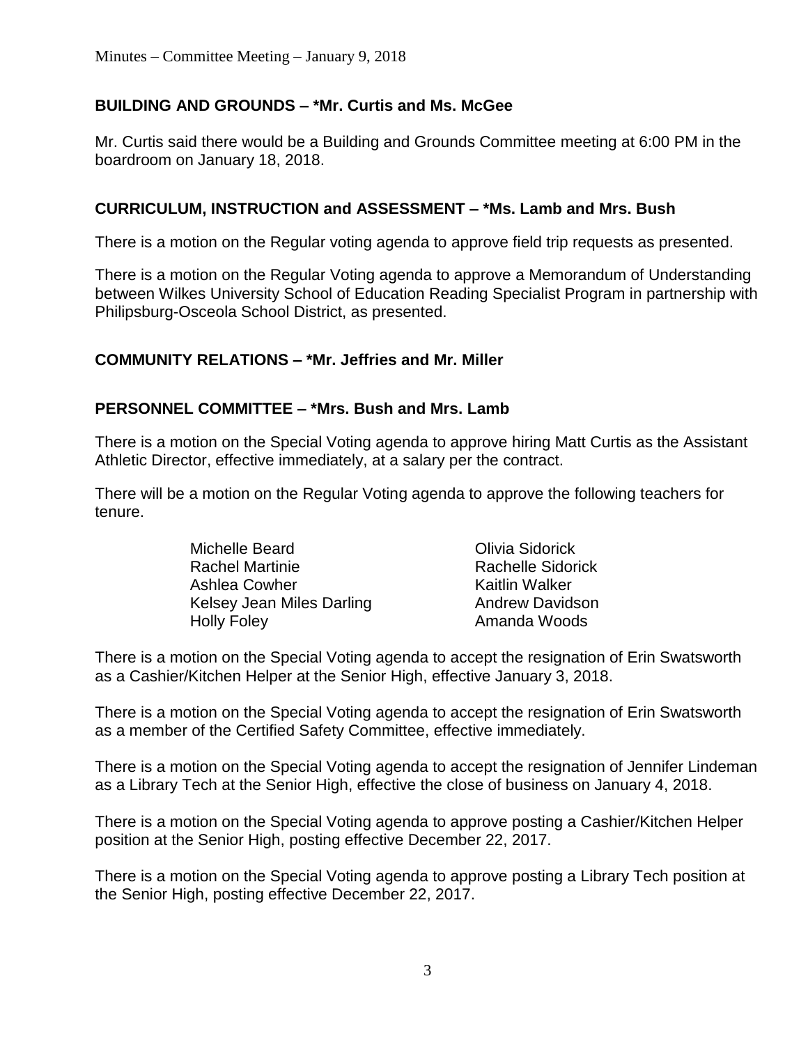## BUILDING AND GROUNDS – *Mr. Curtis and Ms. McGee

Mr. Curtis said there would be a Building and Grounds Committee meeting at 6:00 PM in the boardroom on January 18, 2018.

## CURRICULUM, INSTRUCTION and ASSESSMENT – *Ms. Lamb and Mrs. Bush

There is a motion on the Regular voting agenda to approve field trip requests as presented.

There is a motion on the Regular Voting agenda to approve a Memorandum of Understanding between Wilkes University School of Education Reading Specialist Program in partnership with Philipsburg-Osceola School District, as presented.

## COMMUNITY RELATIONS – *Mr. Jeffries and Mr. Miller

## PERSONNEL COMMITTEE – *Mrs. Bush and Mrs. Lamb

There is a motion on the Special Voting agenda to approve hiring Matt Curtis as the Assistant Athletic Director, effective immediately, at a salary per the contract.

There will be a motion on the Regular Voting agenda to approve the following teachers for tenure.

- Michelle Beard
- Rachel Martinie
- Ashlea Cowher
- Kelsey Jean Miles Darling
- Holly Foley
- Olivia Sidorick
- Rachelle Sidorick
- Kaitlin Walker
- Andrew Davidson
- Amanda Woods

There is a motion on the Special Voting agenda to accept the resignation of Erin Swatsworth as a Cashier/Kitchen Helper at the Senior High, effective January 3, 2018.

There is a motion on the Special Voting agenda to accept the resignation of Erin Swatsworth as a member of the Certified Safety Committee, effective immediately.

There is a motion on the Special Voting agenda to accept the resignation of Jennifer Lindeman as a Library Tech at the Senior High, effective the close of business on January 4, 2018.

There is a motion on the Special Voting agenda to approve posting a Cashier/Kitchen Helper position at the Senior High, posting effective December 22, 2017.

There is a motion on the Special Voting agenda to approve posting a Library Tech position at the Senior High, posting effective December 22, 2017.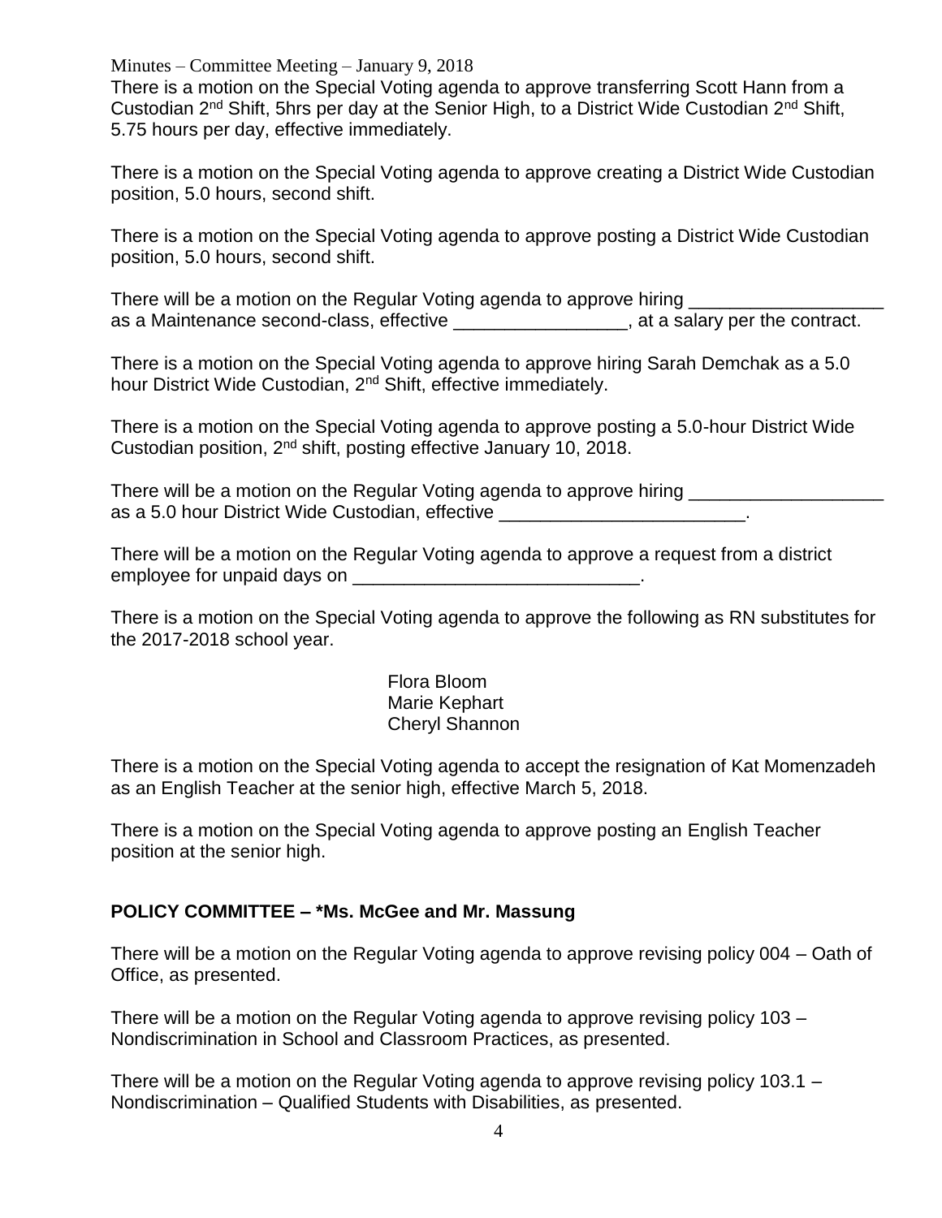There is a motion on the Special Voting agenda to approve transferring Scott Hann from a Custodian 2nd Shift, 5hrs per day at the Senior High, to a District Wide Custodian 2nd Shift, 5.75 hours per day, effective immediately.

There is a motion on the Special Voting agenda to approve creating a District Wide Custodian position, 5.0 hours, second shift.

There is a motion on the Special Voting agenda to approve posting a District Wide Custodian position, 5.0 hours, second shift.

There will be a motion on the Regular Voting agenda to approve hiring ___________________ as a Maintenance second-class, effective _________________, at a salary per the contract.

There is a motion on the Special Voting agenda to approve hiring Sarah Demchak as a 5.0 hour District Wide Custodian, 2nd Shift, effective immediately.

There is a motion on the Special Voting agenda to approve posting a 5.0-hour District Wide Custodian position, 2nd shift, posting effective January 10, 2018.

There will be a motion on the Regular Voting agenda to approve hiring ___________________ as a 5.0 hour District Wide Custodian, effective ________________________.

There will be a motion on the Regular Voting agenda to approve a request from a district employee for unpaid days on ____________________________.

There is a motion on the Special Voting agenda to approve the following as RN substitutes for the 2017-2018 school year.

Flora Bloom
Marie Kephart
Cheryl Shannon

There is a motion on the Special Voting agenda to accept the resignation of Kat Momenzadeh as an English Teacher at the senior high, effective March 5, 2018.

There is a motion on the Special Voting agenda to approve posting an English Teacher position at the senior high.

**POLICY COMMITTEE – *Ms. McGee and Mr. Massung**

There will be a motion on the Regular Voting agenda to approve revising policy 004 – Oath of Office, as presented.

There will be a motion on the Regular Voting agenda to approve revising policy 103 – Nondiscrimination in School and Classroom Practices, as presented.

There will be a motion on the Regular Voting agenda to approve revising policy 103.1 – Nondiscrimination – Qualified Students with Disabilities, as presented.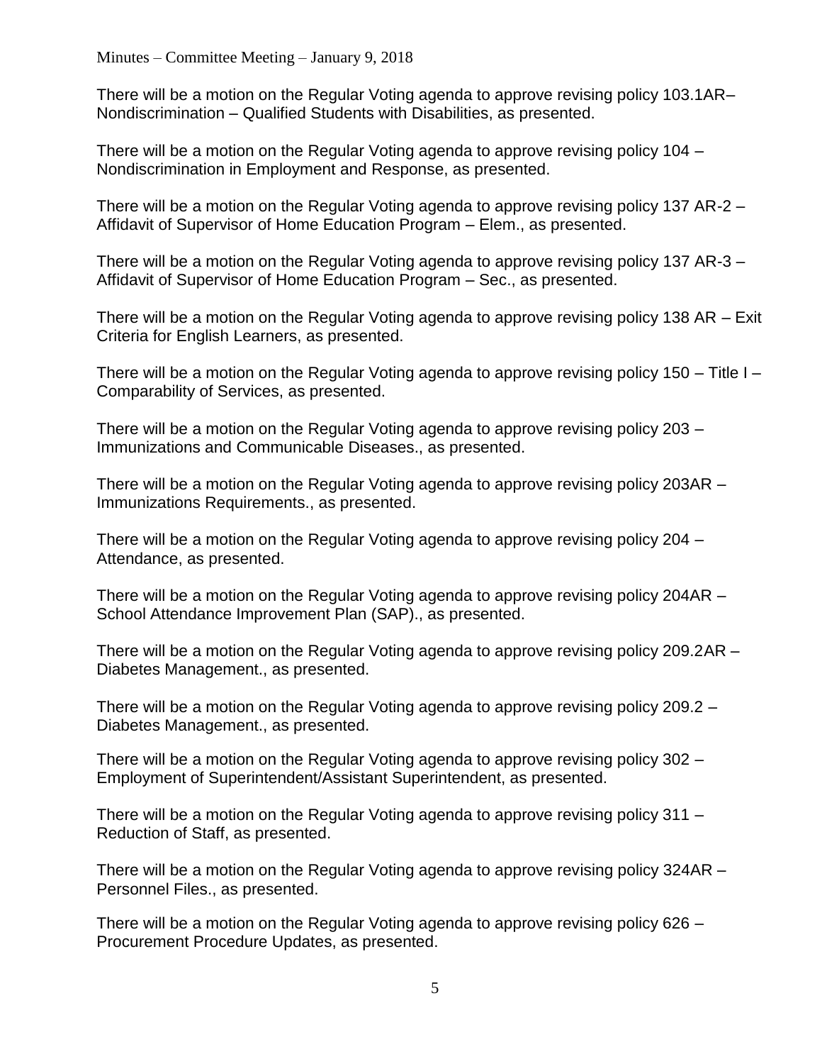There will be a motion on the Regular Voting agenda to approve revising policy 103.1AR– Nondiscrimination – Qualified Students with Disabilities, as presented.

There will be a motion on the Regular Voting agenda to approve revising policy 104 – Nondiscrimination in Employment and Response, as presented.

There will be a motion on the Regular Voting agenda to approve revising policy 137 AR-2 – Affidavit of Supervisor of Home Education Program – Elem., as presented.

There will be a motion on the Regular Voting agenda to approve revising policy 137 AR-3 – Affidavit of Supervisor of Home Education Program – Sec., as presented.

There will be a motion on the Regular Voting agenda to approve revising policy 138 AR – Exit Criteria for English Learners, as presented.

There will be a motion on the Regular Voting agenda to approve revising policy 150 – Title I – Comparability of Services, as presented.

There will be a motion on the Regular Voting agenda to approve revising policy 203 – Immunizations and Communicable Diseases., as presented.

There will be a motion on the Regular Voting agenda to approve revising policy 203AR – Immunizations Requirements., as presented.

There will be a motion on the Regular Voting agenda to approve revising policy 204 – Attendance, as presented.

There will be a motion on the Regular Voting agenda to approve revising policy 204AR – School Attendance Improvement Plan (SAP)., as presented.

There will be a motion on the Regular Voting agenda to approve revising policy 209.2AR – Diabetes Management., as presented.

There will be a motion on the Regular Voting agenda to approve revising policy 209.2 – Diabetes Management., as presented.

There will be a motion on the Regular Voting agenda to approve revising policy 302 – Employment of Superintendent/Assistant Superintendent, as presented.

There will be a motion on the Regular Voting agenda to approve revising policy 311 – Reduction of Staff, as presented.

There will be a motion on the Regular Voting agenda to approve revising policy 324AR – Personnel Files., as presented.

There will be a motion on the Regular Voting agenda to approve revising policy 626 – Procurement Procedure Updates, as presented.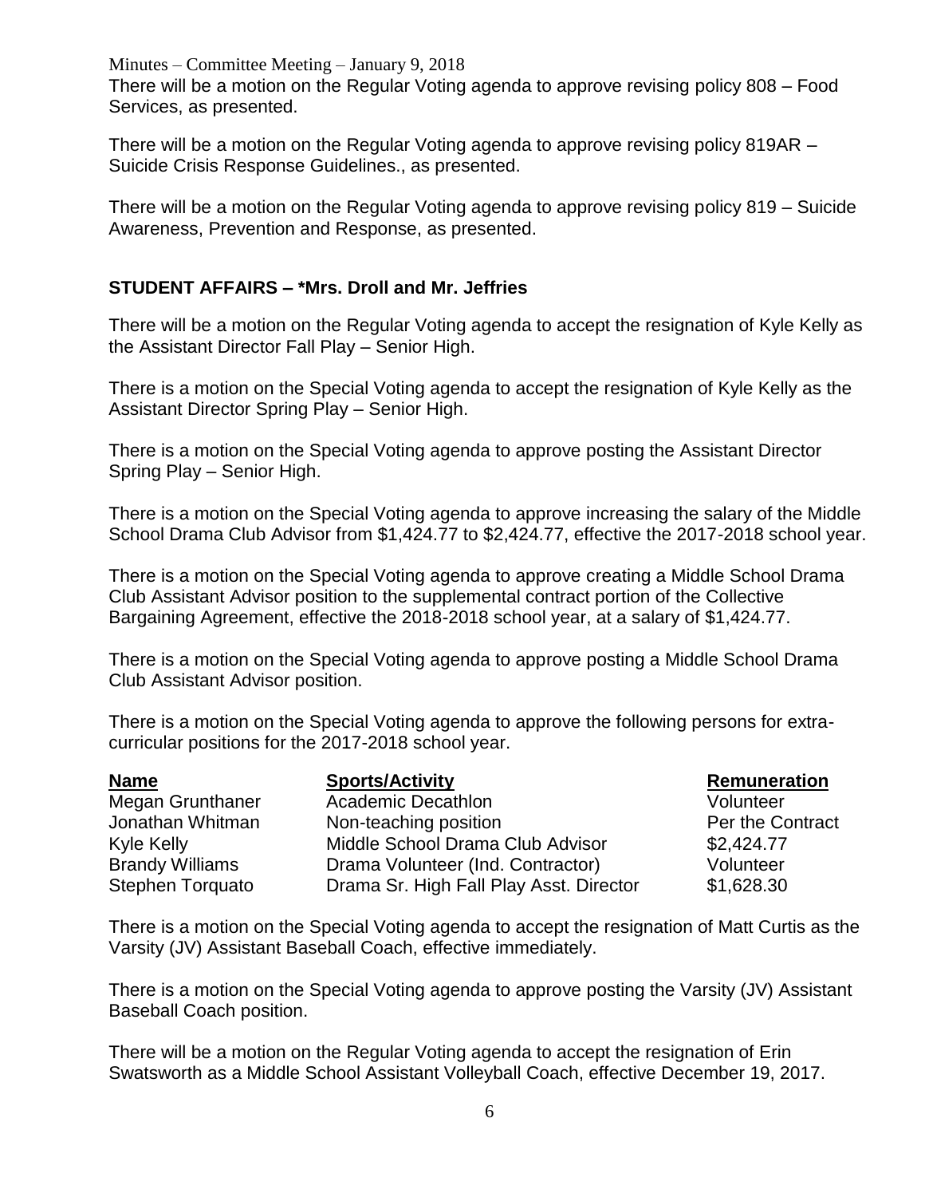There will be a motion on the Regular Voting agenda to approve revising policy 808 – Food Services, as presented.

There will be a motion on the Regular Voting agenda to approve revising policy 819AR – Suicide Crisis Response Guidelines., as presented.

There will be a motion on the Regular Voting agenda to approve revising policy 819 – Suicide Awareness, Prevention and Response, as presented.

**STUDENT AFFAIRS – *Mrs. Droll and Mr. Jeffries**

There will be a motion on the Regular Voting agenda to accept the resignation of Kyle Kelly as the Assistant Director Fall Play – Senior High.

There is a motion on the Special Voting agenda to accept the resignation of Kyle Kelly as the Assistant Director Spring Play – Senior High.

There is a motion on the Special Voting agenda to approve posting the Assistant Director Spring Play – Senior High.

There is a motion on the Special Voting agenda to approve increasing the salary of the Middle School Drama Club Advisor from $1,424.77 to $2,424.77, effective the 2017-2018 school year.

There is a motion on the Special Voting agenda to approve creating a Middle School Drama Club Assistant Advisor position to the supplemental contract portion of the Collective Bargaining Agreement, effective the 2018-2018 school year, at a salary of $1,424.77.

There is a motion on the Special Voting agenda to approve posting a Middle School Drama Club Assistant Advisor position.

There is a motion on the Special Voting agenda to approve the following persons for extra-curricular positions for the 2017-2018 school year.

| Name | Sports/Activity | Remuneration |
|---|---|---|
| Megan Grunthaner | Academic Decathlon | Volunteer |
| Jonathan Whitman | Non-teaching position | Per the Contract |
| Kyle Kelly | Middle School Drama Club Advisor | $2,424.77 |
| Brandy Williams | Drama Volunteer (Ind. Contractor) | Volunteer |
| Stephen Torquato | Drama Sr. High Fall Play Asst. Director | $1,628.30 |

There is a motion on the Special Voting agenda to accept the resignation of Matt Curtis as the Varsity (JV) Assistant Baseball Coach, effective immediately.

There is a motion on the Special Voting agenda to approve posting the Varsity (JV) Assistant Baseball Coach position.

There will be a motion on the Regular Voting agenda to accept the resignation of Erin Swatsworth as a Middle School Assistant Volleyball Coach, effective December 19, 2017.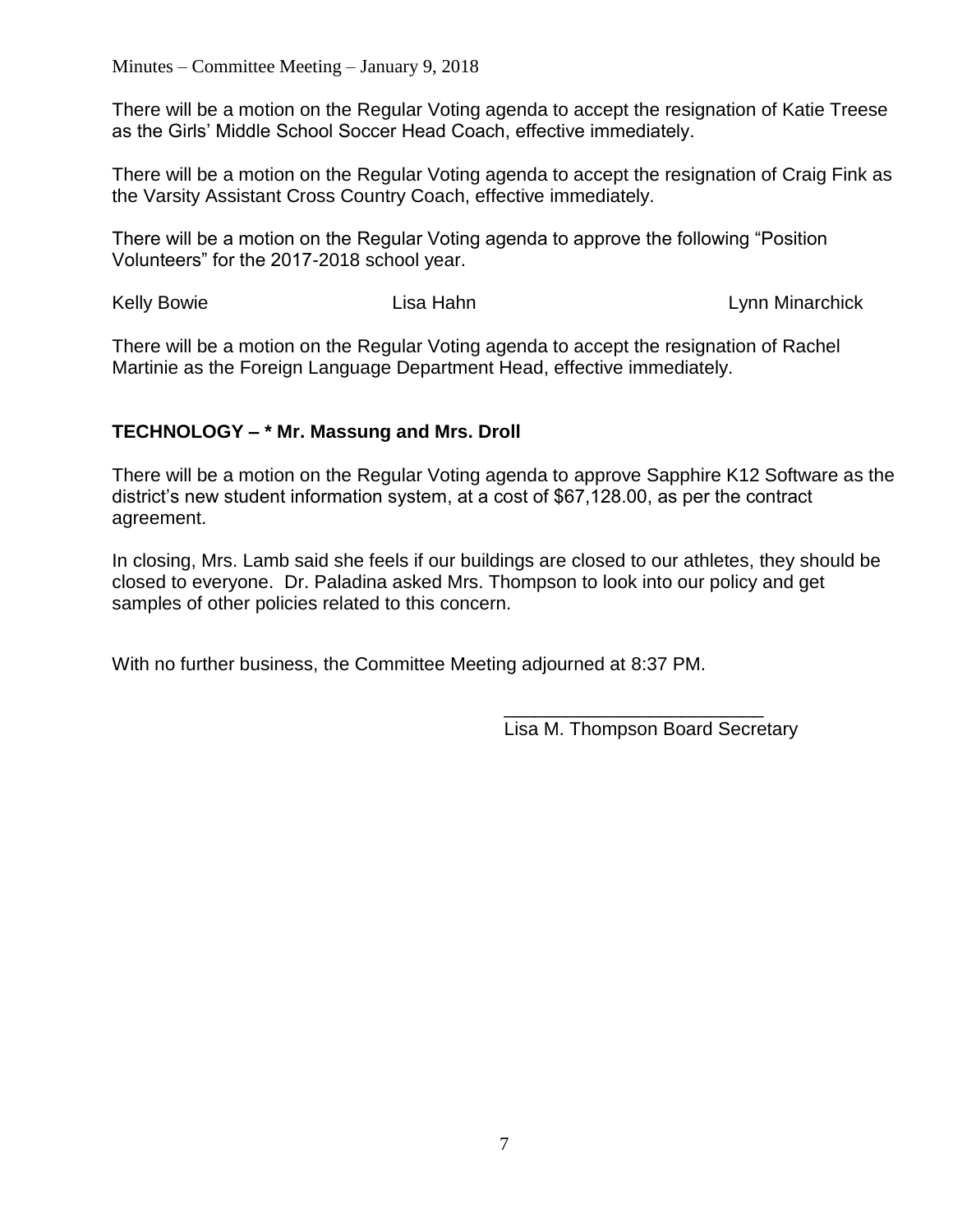There will be a motion on the Regular Voting agenda to accept the resignation of Katie Treese as the Girls' Middle School Soccer Head Coach, effective immediately.

There will be a motion on the Regular Voting agenda to accept the resignation of Craig Fink as the Varsity Assistant Cross Country Coach, effective immediately.

There will be a motion on the Regular Voting agenda to approve the following "Position Volunteers" for the 2017-2018 school year.

| | | |
|---|---|---|
| Kelly Bowie | Lisa Hahn | Lynn Minarchick |

There will be a motion on the Regular Voting agenda to accept the resignation of Rachel Martinie as the Foreign Language Department Head, effective immediately.

**TECHNOLOGY – * Mr. Massung and Mrs. Droll**

There will be a motion on the Regular Voting agenda to approve Sapphire K12 Software as the district's new student information system, at a cost of $67,128.00, as per the contract agreement.

In closing, Mrs. Lamb said she feels if our buildings are closed to our athletes, they should be closed to everyone. Dr. Paladina asked Mrs. Thompson to look into our policy and get samples of other policies related to this concern.

With no further business, the Committee Meeting adjourned at 8:37 PM.

_________________________
Lisa M. Thompson Board Secretary